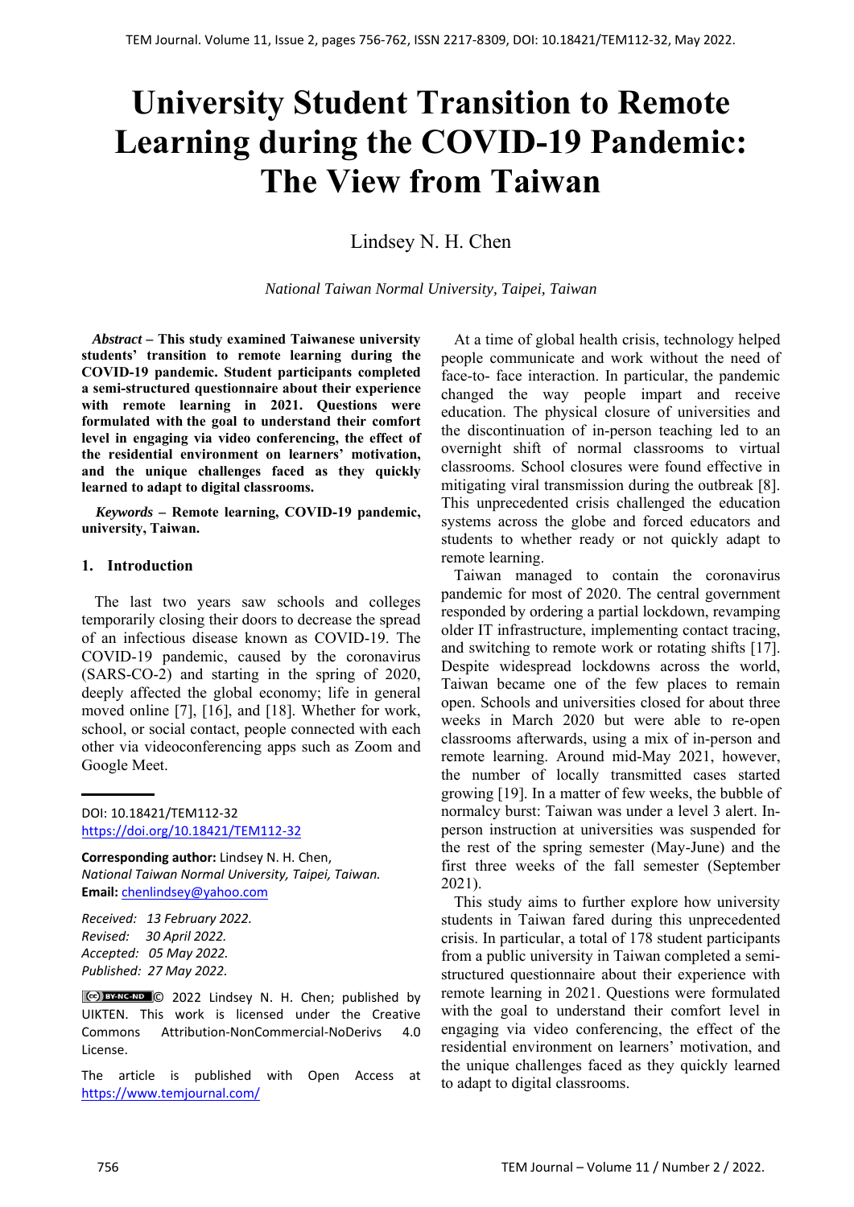# University Student Transition to Remote Learning during the COVID-19 Pandemic: The View from Taiwan

Lindsey N. H. Chen

*National Taiwan Normal University, Taipei, Taiwan*

***Abstract* – This study examined Taiwanese university students' transition to remote learning during the COVID-19 pandemic. Student participants completed a semi-structured questionnaire about their experience with remote learning in 2021. Questions were formulated with the goal to understand their comfort level in engaging via video conferencing, the effect of the residential environment on learners' motivation, and the unique challenges faced as they quickly learned to adapt to digital classrooms.**

***Keywords* – Remote learning, COVID-19 pandemic, university, Taiwan.**

## 1. Introduction

The last two years saw schools and colleges temporarily closing their doors to decrease the spread of an infectious disease known as COVID-19. The COVID-19 pandemic, caused by the coronavirus (SARS-CO-2) and starting in the spring of 2020, deeply affected the global economy; life in general moved online [7], [16], and [18]. Whether for work, school, or social contact, people connected with each other via videoconferencing apps such as Zoom and Google Meet.

DOI: 10.18421/TEM112-32
https://doi.org/10.18421/TEM112-32

**Corresponding author:** Lindsey N. H. Chen,
*National Taiwan Normal University, Taipei, Taiwan.*
**Email:** chenlindsey@yahoo.com

*Received: 13 February 2022.*
*Revised: 30 April 2022.*
*Accepted: 05 May 2022.*
*Published: 27 May 2022.*

© 2022 Lindsey N. H. Chen; published by UIKTEN. This work is licensed under the Creative Commons Attribution-NonCommercial-NoDerivs 4.0 License.

The article is published with Open Access at https://www.temjournal.com/

At a time of global health crisis, technology helped people communicate and work without the need of face-to- face interaction. In particular, the pandemic changed the way people impart and receive education. The physical closure of universities and the discontinuation of in-person teaching led to an overnight shift of normal classrooms to virtual classrooms. School closures were found effective in mitigating viral transmission during the outbreak [8]. This unprecedented crisis challenged the education systems across the globe and forced educators and students to whether ready or not quickly adapt to remote learning.

Taiwan managed to contain the coronavirus pandemic for most of 2020. The central government responded by ordering a partial lockdown, revamping older IT infrastructure, implementing contact tracing, and switching to remote work or rotating shifts [17]. Despite widespread lockdowns across the world, Taiwan became one of the few places to remain open. Schools and universities closed for about three weeks in March 2020 but were able to re-open classrooms afterwards, using a mix of in-person and remote learning. Around mid-May 2021, however, the number of locally transmitted cases started growing [19]. In a matter of few weeks, the bubble of normalcy burst: Taiwan was under a level 3 alert. In-person instruction at universities was suspended for the rest of the spring semester (May-June) and the first three weeks of the fall semester (September 2021).

This study aims to further explore how university students in Taiwan fared during this unprecedented crisis. In particular, a total of 178 student participants from a public university in Taiwan completed a semi-structured questionnaire about their experience with remote learning in 2021. Questions were formulated with the goal to understand their comfort level in engaging via video conferencing, the effect of the residential environment on learners' motivation, and the unique challenges faced as they quickly learned to adapt to digital classrooms.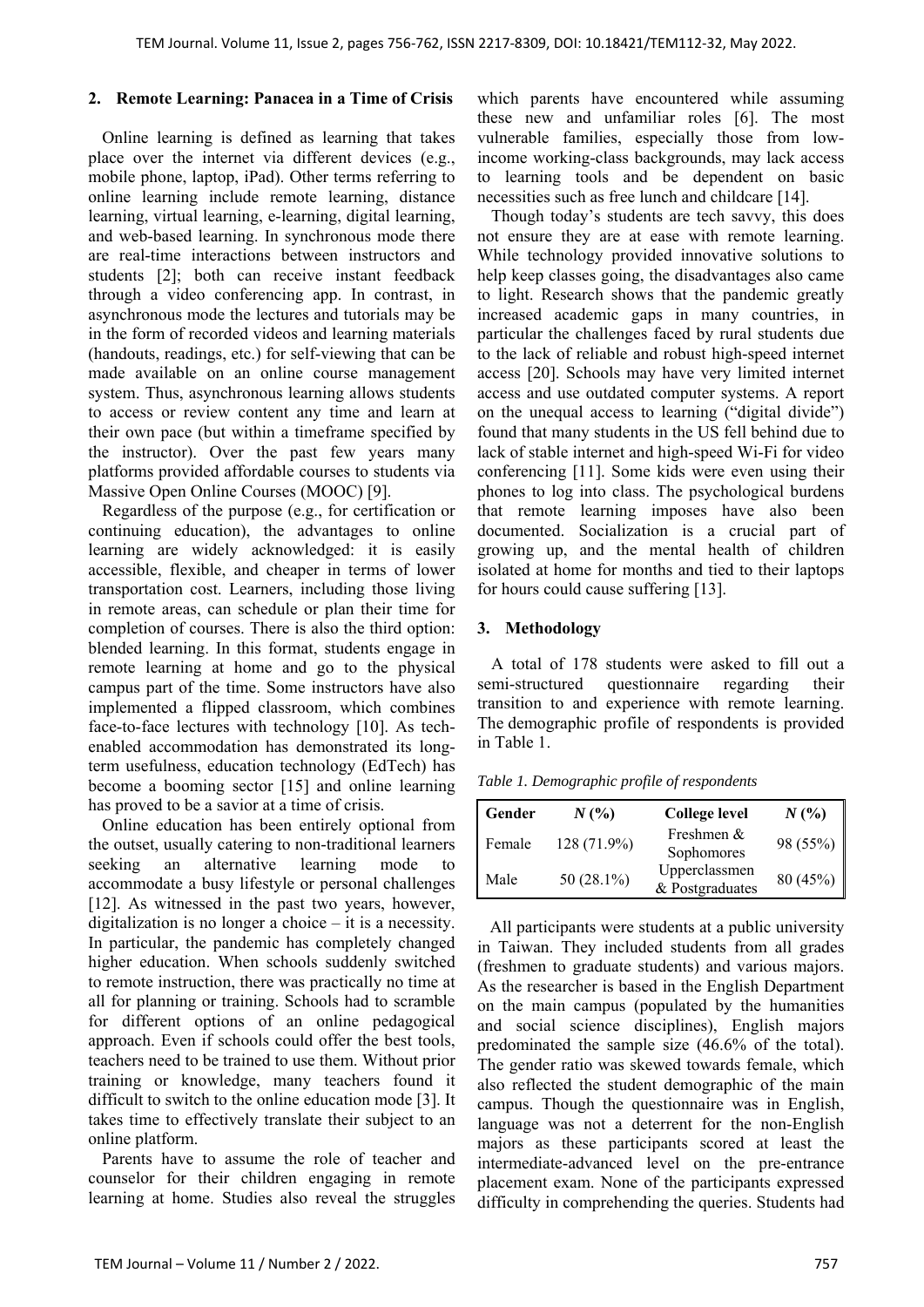## 2. Remote Learning: Panacea in a Time of Crisis

Online learning is defined as learning that takes place over the internet via different devices (e.g., mobile phone, laptop, iPad). Other terms referring to online learning include remote learning, distance learning, virtual learning, e-learning, digital learning, and web-based learning. In synchronous mode there are real-time interactions between instructors and students [2]; both can receive instant feedback through a video conferencing app. In contrast, in asynchronous mode the lectures and tutorials may be in the form of recorded videos and learning materials (handouts, readings, etc.) for self-viewing that can be made available on an online course management system. Thus, asynchronous learning allows students to access or review content any time and learn at their own pace (but within a timeframe specified by the instructor). Over the past few years many platforms provided affordable courses to students via Massive Open Online Courses (MOOC) [9].

Regardless of the purpose (e.g., for certification or continuing education), the advantages to online learning are widely acknowledged: it is easily accessible, flexible, and cheaper in terms of lower transportation cost. Learners, including those living in remote areas, can schedule or plan their time for completion of courses. There is also the third option: blended learning. In this format, students engage in remote learning at home and go to the physical campus part of the time. Some instructors have also implemented a flipped classroom, which combines face-to-face lectures with technology [10]. As tech-enabled accommodation has demonstrated its long-term usefulness, education technology (EdTech) has become a booming sector [15] and online learning has proved to be a savior at a time of crisis.

Online education has been entirely optional from the outset, usually catering to non-traditional learners seeking an alternative learning mode to accommodate a busy lifestyle or personal challenges [12]. As witnessed in the past two years, however, digitalization is no longer a choice – it is a necessity. In particular, the pandemic has completely changed higher education. When schools suddenly switched to remote instruction, there was practically no time at all for planning or training. Schools had to scramble for different options of an online pedagogical approach. Even if schools could offer the best tools, teachers need to be trained to use them. Without prior training or knowledge, many teachers found it difficult to switch to the online education mode [3]. It takes time to effectively translate their subject to an online platform.

Parents have to assume the role of teacher and counselor for their children engaging in remote learning at home. Studies also reveal the struggles which parents have encountered while assuming these new and unfamiliar roles [6]. The most vulnerable families, especially those from low-income working-class backgrounds, may lack access to learning tools and be dependent on basic necessities such as free lunch and childcare [14].

Though today's students are tech savvy, this does not ensure they are at ease with remote learning. While technology provided innovative solutions to help keep classes going, the disadvantages also came to light. Research shows that the pandemic greatly increased academic gaps in many countries, in particular the challenges faced by rural students due to the lack of reliable and robust high-speed internet access [20]. Schools may have very limited internet access and use outdated computer systems. A report on the unequal access to learning ("digital divide") found that many students in the US fell behind due to lack of stable internet and high-speed Wi-Fi for video conferencing [11]. Some kids were even using their phones to log into class. The psychological burdens that remote learning imposes have also been documented. Socialization is a crucial part of growing up, and the mental health of children isolated at home for months and tied to their laptops for hours could cause suffering [13].

## 3. Methodology

A total of 178 students were asked to fill out a semi-structured questionnaire regarding their transition to and experience with remote learning. The demographic profile of respondents is provided in Table 1.

*Table 1. Demographic profile of respondents*

| Gender | *N* (%) | College level | *N* (%) |
|---|---|---|---|
| Female | 128 (71.9%) | Freshmen & Sophomores | 98 (55%) |
| Male | 50 (28.1%) | Upperclassmen & Postgraduates | 80 (45%) |

All participants were students at a public university in Taiwan. They included students from all grades (freshmen to graduate students) and various majors. As the researcher is based in the English Department on the main campus (populated by the humanities and social science disciplines), English majors predominated the sample size (46.6% of the total). The gender ratio was skewed towards female, which also reflected the student demographic of the main campus. Though the questionnaire was in English, language was not a deterrent for the non-English majors as these participants scored at least the intermediate-advanced level on the pre-entrance placement exam. None of the participants expressed difficulty in comprehending the queries. Students had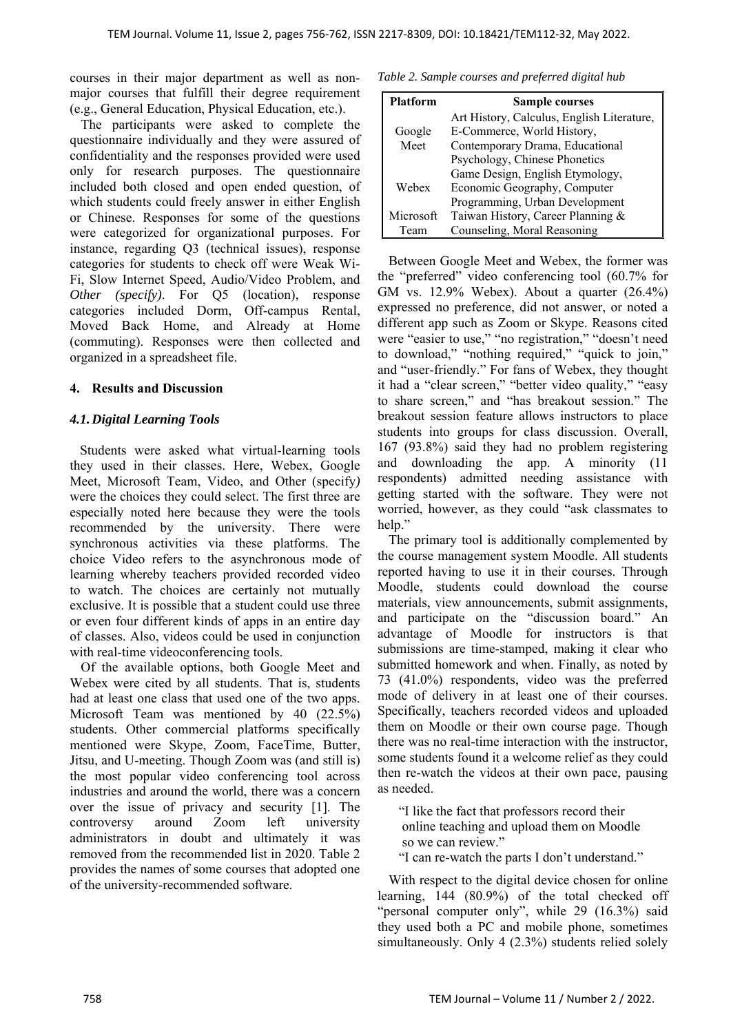courses in their major department as well as non-major courses that fulfill their degree requirement (e.g., General Education, Physical Education, etc.).

The participants were asked to complete the questionnaire individually and they were assured of confidentiality and the responses provided were used only for research purposes. The questionnaire included both closed and open ended question, of which students could freely answer in either English or Chinese. Responses for some of the questions were categorized for organizational purposes. For instance, regarding Q3 (technical issues), response categories for students to check off were Weak Wi-Fi, Slow Internet Speed, Audio/Video Problem, and *Other (specify)*. For Q5 (location), response categories included Dorm, Off-campus Rental, Moved Back Home, and Already at Home (commuting). Responses were then collected and organized in a spreadsheet file.

## 4. Results and Discussion

### *4.1. Digital Learning Tools*

Students were asked what virtual-learning tools they used in their classes. Here, Webex, Google Meet, Microsoft Team, Video, and Other (specify*)* were the choices they could select. The first three are especially noted here because they were the tools recommended by the university. There were synchronous activities via these platforms. The choice Video refers to the asynchronous mode of learning whereby teachers provided recorded video to watch. The choices are certainly not mutually exclusive. It is possible that a student could use three or even four different kinds of apps in an entire day of classes. Also, videos could be used in conjunction with real-time videoconferencing tools.

Of the available options, both Google Meet and Webex were cited by all students. That is, students had at least one class that used one of the two apps. Microsoft Team was mentioned by 40 (22.5%) students. Other commercial platforms specifically mentioned were Skype, Zoom, FaceTime, Butter, Jitsu, and U-meeting. Though Zoom was (and still is) the most popular video conferencing tool across industries and around the world, there was a concern over the issue of privacy and security [1]. The controversy around Zoom left university administrators in doubt and ultimately it was removed from the recommended list in 2020. Table 2 provides the names of some courses that adopted one of the university-recommended software.

*Table 2. Sample courses and preferred digital hub*

| Platform | Sample courses |
|---|---|
| Google Meet | Art History, Calculus, English Literature, E-Commerce, World History, Contemporary Drama, Educational Psychology, Chinese Phonetics |
| Webex | Game Design, English Etymology, Economic Geography, Computer Programming, Urban Development |
| Microsoft Team | Taiwan History, Career Planning & Counseling, Moral Reasoning |

Between Google Meet and Webex, the former was the "preferred" video conferencing tool (60.7% for GM vs. 12.9% Webex). About a quarter (26.4%) expressed no preference, did not answer, or noted a different app such as Zoom or Skype. Reasons cited were "easier to use," "no registration," "doesn't need to download," "nothing required," "quick to join," and "user-friendly." For fans of Webex, they thought it had a "clear screen," "better video quality," "easy to share screen," and "has breakout session." The breakout session feature allows instructors to place students into groups for class discussion. Overall, 167 (93.8%) said they had no problem registering and downloading the app. A minority (11 respondents) admitted needing assistance with getting started with the software. They were not worried, however, as they could "ask classmates to help."

The primary tool is additionally complemented by the course management system Moodle. All students reported having to use it in their courses. Through Moodle, students could download the course materials, view announcements, submit assignments, and participate on the "discussion board." An advantage of Moodle for instructors is that submissions are time-stamped, making it clear who submitted homework and when. Finally, as noted by 73 (41.0%) respondents, video was the preferred mode of delivery in at least one of their courses. Specifically, teachers recorded videos and uploaded them on Moodle or their own course page. Though there was no real-time interaction with the instructor, some students found it a welcome relief as they could then re-watch the videos at their own pace, pausing as needed.

> "I like the fact that professors record their online teaching and upload them on Moodle so we can review."
> "I can re-watch the parts I don't understand."

With respect to the digital device chosen for online learning, 144 (80.9%) of the total checked off "personal computer only", while 29 (16.3%) said they used both a PC and mobile phone, sometimes simultaneously. Only 4 (2.3%) students relied solely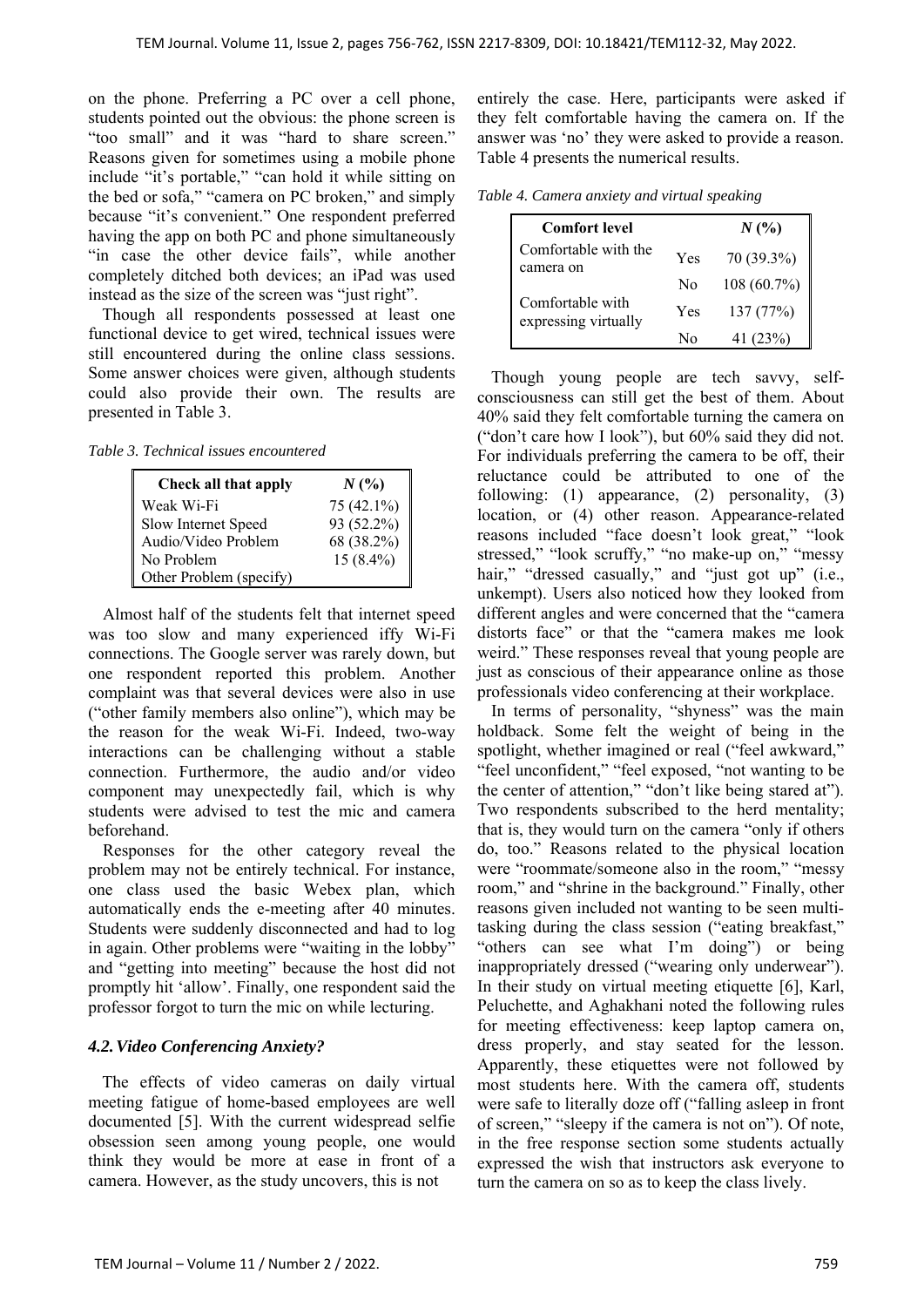on the phone. Preferring a PC over a cell phone, students pointed out the obvious: the phone screen is "too small" and it was "hard to share screen." Reasons given for sometimes using a mobile phone include "it's portable," "can hold it while sitting on the bed or sofa," "camera on PC broken," and simply because "it's convenient." One respondent preferred having the app on both PC and phone simultaneously "in case the other device fails", while another completely ditched both devices; an iPad was used instead as the size of the screen was "just right".

Though all respondents possessed at least one functional device to get wired, technical issues were still encountered during the online class sessions. Some answer choices were given, although students could also provide their own. The results are presented in Table 3.

*Table 3. Technical issues encountered*

| Check all that apply | *N* (%) |
|---|---|
| Weak Wi-Fi | 75 (42.1%) |
| Slow Internet Speed | 93 (52.2%) |
| Audio/Video Problem | 68 (38.2%) |
| No Problem | 15 (8.4%) |
| Other Problem (specify) | |

Almost half of the students felt that internet speed was too slow and many experienced iffy Wi-Fi connections. The Google server was rarely down, but one respondent reported this problem. Another complaint was that several devices were also in use ("other family members also online"), which may be the reason for the weak Wi-Fi. Indeed, two-way interactions can be challenging without a stable connection. Furthermore, the audio and/or video component may unexpectedly fail, which is why students were advised to test the mic and camera beforehand.

Responses for the other category reveal the problem may not be entirely technical. For instance, one class used the basic Webex plan, which automatically ends the e-meeting after 40 minutes. Students were suddenly disconnected and had to log in again. Other problems were "waiting in the lobby" and "getting into meeting" because the host did not promptly hit 'allow'. Finally, one respondent said the professor forgot to turn the mic on while lecturing.

### *4.2. Video Conferencing Anxiety?*

The effects of video cameras on daily virtual meeting fatigue of home-based employees are well documented [5]. With the current widespread selfie obsession seen among young people, one would think they would be more at ease in front of a camera. However, as the study uncovers, this is not entirely the case. Here, participants were asked if they felt comfortable having the camera on. If the answer was 'no' they were asked to provide a reason. Table 4 presents the numerical results.

*Table 4. Camera anxiety and virtual speaking*

| Comfort level | | *N* (%) |
|---|---|---|
| Comfortable with the camera on | Yes | 70 (39.3%) |
| | No | 108 (60.7%) |
| Comfortable with expressing virtually | Yes | 137 (77%) |
| | No | 41 (23%) |

Though young people are tech savvy, self-consciousness can still get the best of them. About 40% said they felt comfortable turning the camera on ("don't care how I look"), but 60% said they did not. For individuals preferring the camera to be off, their reluctance could be attributed to one of the following: (1) appearance, (2) personality, (3) location, or (4) other reason. Appearance-related reasons included "face doesn't look great," "look stressed," "look scruffy," "no make-up on," "messy hair," "dressed casually," and "just got up" (i.e., unkempt). Users also noticed how they looked from different angles and were concerned that the "camera distorts face" or that the "camera makes me look weird." These responses reveal that young people are just as conscious of their appearance online as those professionals video conferencing at their workplace.

In terms of personality, "shyness" was the main holdback. Some felt the weight of being in the spotlight, whether imagined or real ("feel awkward," "feel unconfident," "feel exposed, "not wanting to be the center of attention," "don't like being stared at"). Two respondents subscribed to the herd mentality; that is, they would turn on the camera "only if others do, too." Reasons related to the physical location were "roommate/someone also in the room," "messy room," and "shrine in the background." Finally, other reasons given included not wanting to be seen multi-tasking during the class session ("eating breakfast," "others can see what I'm doing") or being inappropriately dressed ("wearing only underwear"). In their study on virtual meeting etiquette [6], Karl, Peluchette, and Aghakhani noted the following rules for meeting effectiveness: keep laptop camera on, dress properly, and stay seated for the lesson. Apparently, these etiquettes were not followed by most students here. With the camera off, students were safe to literally doze off ("falling asleep in front of screen," "sleepy if the camera is not on"). Of note, in the free response section some students actually expressed the wish that instructors ask everyone to turn the camera on so as to keep the class lively.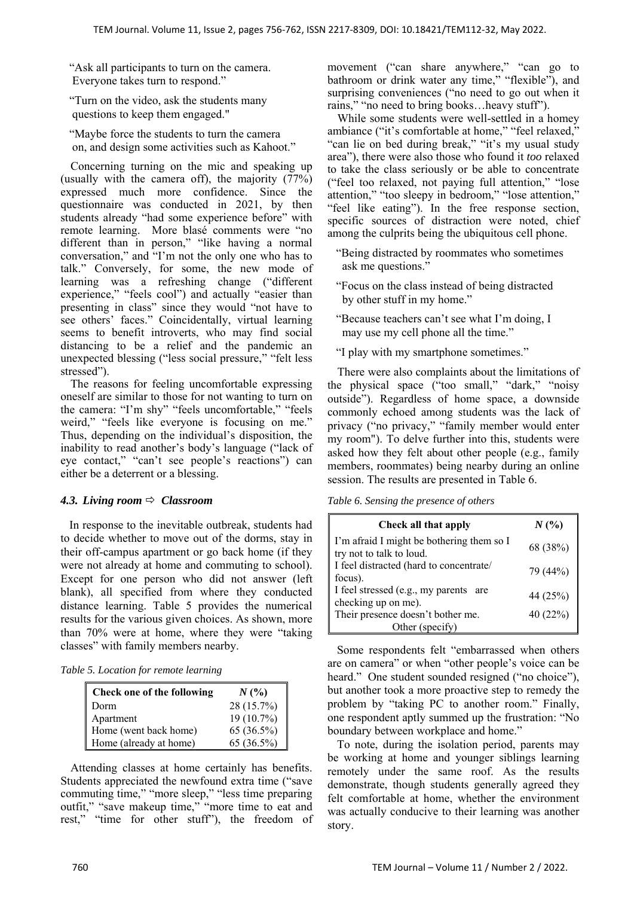"Ask all participants to turn on the camera. Everyone takes turn to respond."

"Turn on the video, ask the students many questions to keep them engaged."

"Maybe force the students to turn the camera on, and design some activities such as Kahoot."

Concerning turning on the mic and speaking up (usually with the camera off), the majority (77%) expressed much more confidence. Since the questionnaire was conducted in 2021, by then students already "had some experience before" with remote learning. More blasé comments were "no different than in person," "like having a normal conversation," and "I'm not the only one who has to talk." Conversely, for some, the new mode of learning was a refreshing change ("different experience," "feels cool") and actually "easier than presenting in class" since they would "not have to see others' faces." Coincidentally, virtual learning seems to benefit introverts, who may find social distancing to be a relief and the pandemic an unexpected blessing ("less social pressure," "felt less stressed").

The reasons for feeling uncomfortable expressing oneself are similar to those for not wanting to turn on the camera: "I'm shy" "feels uncomfortable," "feels weird," "feels like everyone is focusing on me." Thus, depending on the individual's disposition, the inability to read another's body's language ("lack of eye contact," "can't see people's reactions") can either be a deterrent or a blessing.

### *4.3. Living room ⇨ Classroom*

In response to the inevitable outbreak, students had to decide whether to move out of the dorms, stay in their off-campus apartment or go back home (if they were not already at home and commuting to school). Except for one person who did not answer (left blank), all specified from where they conducted distance learning. Table 5 provides the numerical results for the various given choices. As shown, more than 70% were at home, where they were "taking classes" with family members nearby.

*Table 5. Location for remote learning*

| Check one of the following | *N* (%) |
|---|---|
| Dorm | 28 (15.7%) |
| Apartment | 19 (10.7%) |
| Home (went back home) | 65 (36.5%) |
| Home (already at home) | 65 (36.5%) |

Attending classes at home certainly has benefits. Students appreciated the newfound extra time ("save commuting time," "more sleep," "less time preparing outfit," "save makeup time," "more time to eat and rest," "time for other stuff"), the freedom of movement ("can share anywhere," "can go to bathroom or drink water any time," "flexible"), and surprising conveniences ("no need to go out when it rains," "no need to bring books…heavy stuff").

While some students were well-settled in a homey ambiance ("it's comfortable at home," "feel relaxed," "can lie on bed during break," "it's my usual study area"), there were also those who found it *too* relaxed to take the class seriously or be able to concentrate ("feel too relaxed, not paying full attention," "lose attention," "too sleepy in bedroom," "lose attention," "feel like eating"). In the free response section, specific sources of distraction were noted, chief among the culprits being the ubiquitous cell phone.

"Being distracted by roommates who sometimes ask me questions."

"Focus on the class instead of being distracted by other stuff in my home."

"Because teachers can't see what I'm doing, I may use my cell phone all the time."

"I play with my smartphone sometimes."

There were also complaints about the limitations of the physical space ("too small," "dark," "noisy outside"). Regardless of home space, a downside commonly echoed among students was the lack of privacy ("no privacy," "family member would enter my room"). To delve further into this, students were asked how they felt about other people (e.g., family members, roommates) being nearby during an online session. The results are presented in Table 6.

*Table 6. Sensing the presence of others*

| Check all that apply | *N* (%) |
|---|---|
| I'm afraid I might be bothering them so I try not to talk to loud. | 68 (38%) |
| I feel distracted (hard to concentrate/ focus). | 79 (44%) |
| I feel stressed (e.g., my parents are checking up on me). | 44 (25%) |
| Their presence doesn't bother me. | 40 (22%) |
| Other (specify) | |

Some respondents felt "embarrassed when others are on camera" or when "other people's voice can be heard." One student sounded resigned ("no choice"), but another took a more proactive step to remedy the problem by "taking PC to another room." Finally, one respondent aptly summed up the frustration: "No boundary between workplace and home."

To note, during the isolation period, parents may be working at home and younger siblings learning remotely under the same roof. As the results demonstrate, though students generally agreed they felt comfortable at home, whether the environment was actually conducive to their learning was another story.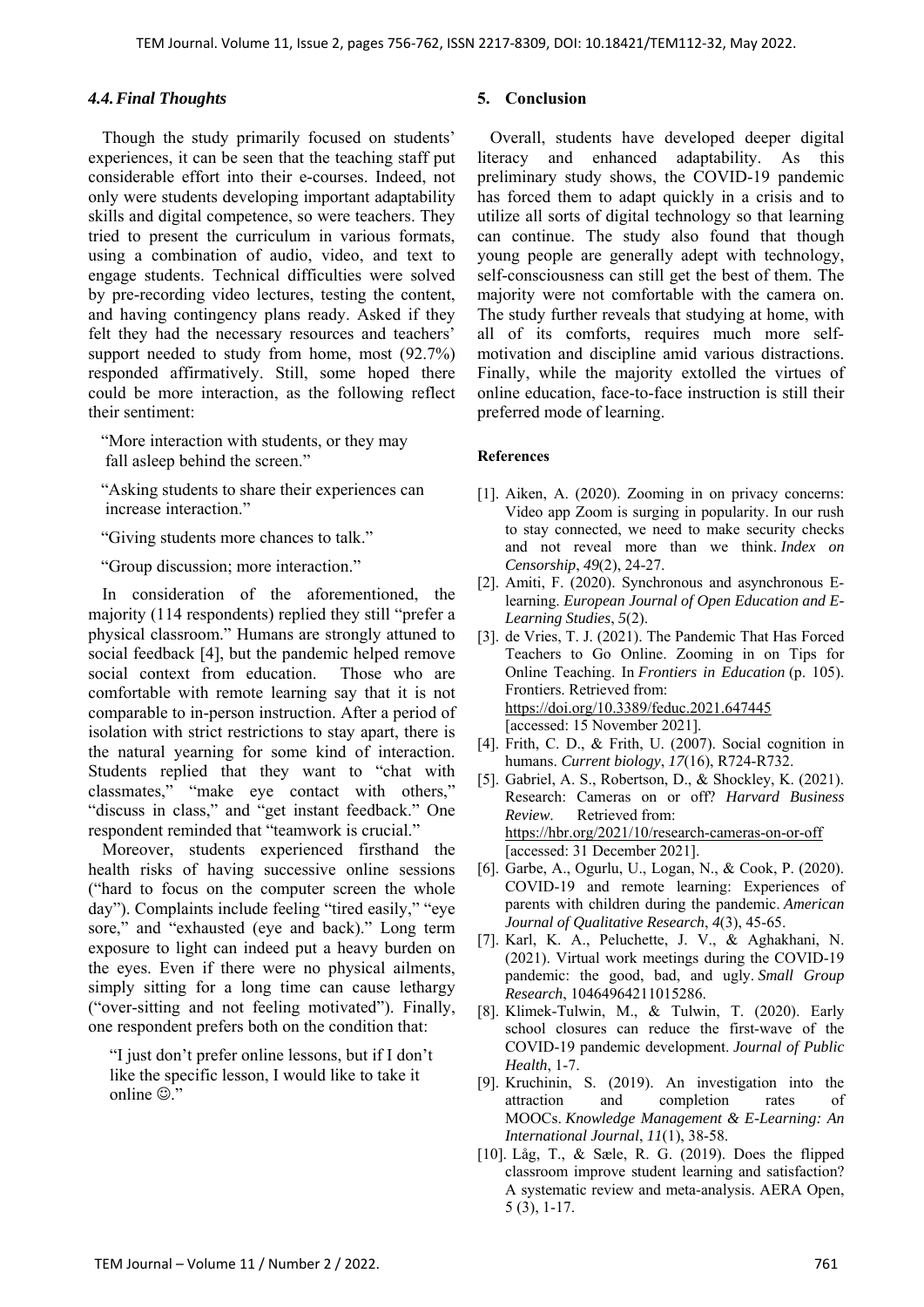### 4.4. Final Thoughts

Though the study primarily focused on students' experiences, it can be seen that the teaching staff put considerable effort into their e-courses. Indeed, not only were students developing important adaptability skills and digital competence, so were teachers. They tried to present the curriculum in various formats, using a combination of audio, video, and text to engage students. Technical difficulties were solved by pre-recording video lectures, testing the content, and having contingency plans ready. Asked if they felt they had the necessary resources and teachers' support needed to study from home, most (92.7%) responded affirmatively. Still, some hoped there could be more interaction, as the following reflect their sentiment:

> "More interaction with students, or they may fall asleep behind the screen."
>
> "Asking students to share their experiences can increase interaction."
>
> "Giving students more chances to talk."
>
> "Group discussion; more interaction."

In consideration of the aforementioned, the majority (114 respondents) replied they still "prefer a physical classroom." Humans are strongly attuned to social feedback [4], but the pandemic helped remove social context from education. Those who are comfortable with remote learning say that it is not comparable to in-person instruction. After a period of isolation with strict restrictions to stay apart, there is the natural yearning for some kind of interaction. Students replied that they want to "chat with classmates," "make eye contact with others," "discuss in class," and "get instant feedback." One respondent reminded that "teamwork is crucial."

Moreover, students experienced firsthand the health risks of having successive online sessions ("hard to focus on the computer screen the whole day"). Complaints include feeling "tired easily," "eye sore," and "exhausted (eye and back)." Long term exposure to light can indeed put a heavy burden on the eyes. Even if there were no physical ailments, simply sitting for a long time can cause lethargy ("over-sitting and not feeling motivated"). Finally, one respondent prefers both on the condition that:

> "I just don't prefer online lessons, but if I don't like the specific lesson, I would like to take it online ☺."

## 5. Conclusion

Overall, students have developed deeper digital literacy and enhanced adaptability. As this preliminary study shows, the COVID-19 pandemic has forced them to adapt quickly in a crisis and to utilize all sorts of digital technology so that learning can continue. The study also found that though young people are generally adept with technology, self-consciousness can still get the best of them. The majority were not comfortable with the camera on. The study further reveals that studying at home, with all of its comforts, requires much more self-motivation and discipline amid various distractions. Finally, while the majority extolled the virtues of online education, face-to-face instruction is still their preferred mode of learning.

#### References

[1]. Aiken, A. (2020). Zooming in on privacy concerns: Video app Zoom is surging in popularity. In our rush to stay connected, we need to make security checks and not reveal more than we think. *Index on Censorship*, *49*(2), 24-27.

[2]. Amiti, F. (2020). Synchronous and asynchronous E-learning. *European Journal of Open Education and E-Learning Studies*, *5*(2).

[3]. de Vries, T. J. (2021). The Pandemic That Has Forced Teachers to Go Online. Zooming in on Tips for Online Teaching. In *Frontiers in Education* (p. 105). Frontiers. Retrieved from: https://doi.org/10.3389/feduc.2021.647445 [accessed: 15 November 2021].

[4]. Frith, C. D., & Frith, U. (2007). Social cognition in humans. *Current biology*, *17*(16), R724-R732.

[5]. Gabriel, A. S., Robertson, D., & Shockley, K. (2021). Research: Cameras on or off? *Harvard Business Review*. Retrieved from: https://hbr.org/2021/10/research-cameras-on-or-off [accessed: 31 December 2021].

[6]. Garbe, A., Ogurlu, U., Logan, N., & Cook, P. (2020). COVID-19 and remote learning: Experiences of parents with children during the pandemic. *American Journal of Qualitative Research*, *4*(3), 45-65.

[7]. Karl, K. A., Peluchette, J. V., & Aghakhani, N. (2021). Virtual work meetings during the COVID-19 pandemic: the good, bad, and ugly. *Small Group Research*, 10464964211015286.

[8]. Klimek-Tulwin, M., & Tulwin, T. (2020). Early school closures can reduce the first-wave of the COVID-19 pandemic development. *Journal of Public Health*, 1-7.

[9]. Kruchinin, S. (2019). An investigation into the attraction and completion rates of MOOCs. *Knowledge Management & E-Learning: An International Journal*, *11*(1), 38-58.

[10]. Låg, T., & Sæle, R. G. (2019). Does the flipped classroom improve student learning and satisfaction? A systematic review and meta-analysis. AERA Open, 5 (3), 1-17.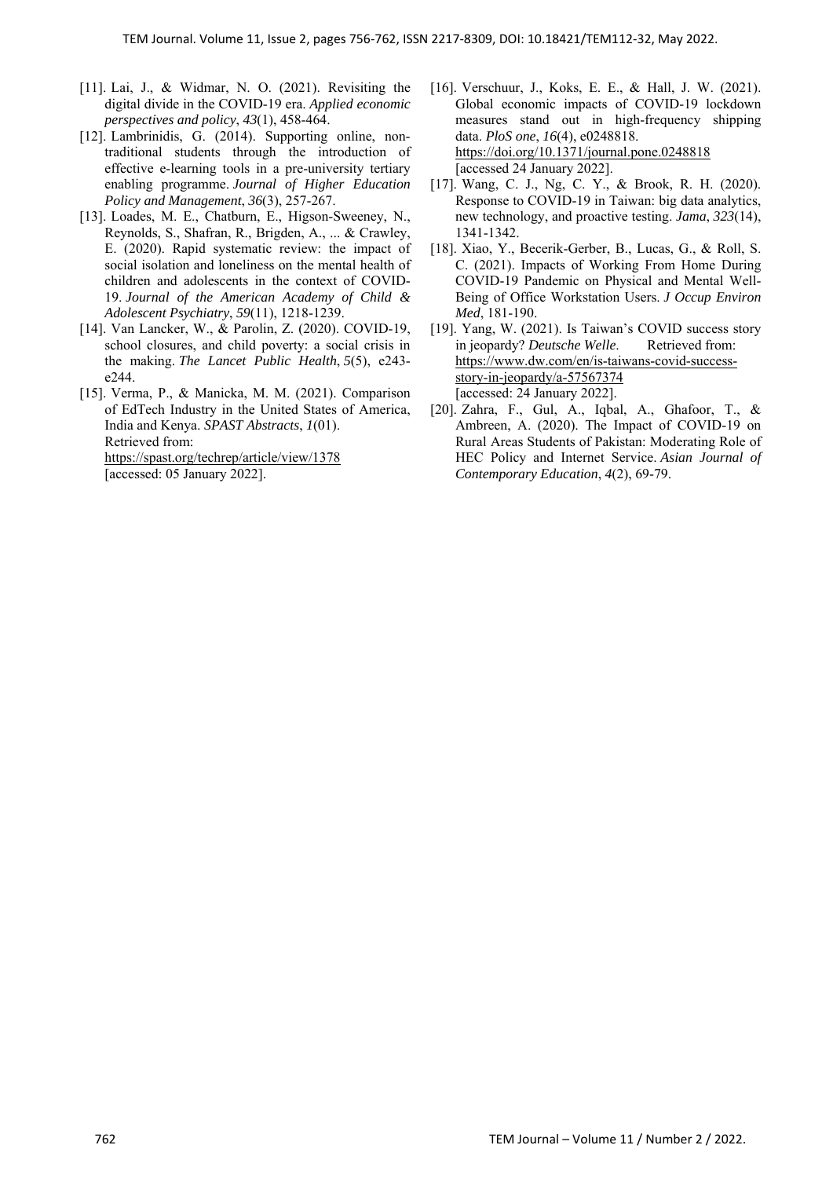[11]. Lai, J., & Widmar, N. O. (2021). Revisiting the digital divide in the COVID-19 era. *Applied economic perspectives and policy*, *43*(1), 458-464.

[12]. Lambrinidis, G. (2014). Supporting online, non-traditional students through the introduction of effective e-learning tools in a pre-university tertiary enabling programme. *Journal of Higher Education Policy and Management*, *36*(3), 257-267.

[13]. Loades, M. E., Chatburn, E., Higson-Sweeney, N., Reynolds, S., Shafran, R., Brigden, A., ... & Crawley, E. (2020). Rapid systematic review: the impact of social isolation and loneliness on the mental health of children and adolescents in the context of COVID-19. *Journal of the American Academy of Child & Adolescent Psychiatry*, *59*(11), 1218-1239.

[14]. Van Lancker, W., & Parolin, Z. (2020). COVID-19, school closures, and child poverty: a social crisis in the making. *The Lancet Public Health*, *5*(5), e243-e244.

[15]. Verma, P., & Manicka, M. M. (2021). Comparison of EdTech Industry in the United States of America, India and Kenya. *SPAST Abstracts*, *1*(01). Retrieved from: https://spast.org/techrep/article/view/1378 [accessed: 05 January 2022].

[16]. Verschuur, J., Koks, E. E., & Hall, J. W. (2021). Global economic impacts of COVID-19 lockdown measures stand out in high-frequency shipping data. *PloS one*, *16*(4), e0248818. https://doi.org/10.1371/journal.pone.0248818 [accessed 24 January 2022].

[17]. Wang, C. J., Ng, C. Y., & Brook, R. H. (2020). Response to COVID-19 in Taiwan: big data analytics, new technology, and proactive testing. *Jama*, *323*(14), 1341-1342.

[18]. Xiao, Y., Becerik-Gerber, B., Lucas, G., & Roll, S. C. (2021). Impacts of Working From Home During COVID-19 Pandemic on Physical and Mental Well-Being of Office Workstation Users. *J Occup Environ Med*, 181-190.

[19]. Yang, W. (2021). Is Taiwan's COVID success story in jeopardy? *Deutsche Welle*. Retrieved from: https://www.dw.com/en/is-taiwans-covid-success-story-in-jeopardy/a-57567374 [accessed: 24 January 2022].

[20]. Zahra, F., Gul, A., Iqbal, A., Ghafoor, T., & Ambreen, A. (2020). The Impact of COVID-19 on Rural Areas Students of Pakistan: Moderating Role of HEC Policy and Internet Service. *Asian Journal of Contemporary Education*, *4*(2), 69-79.